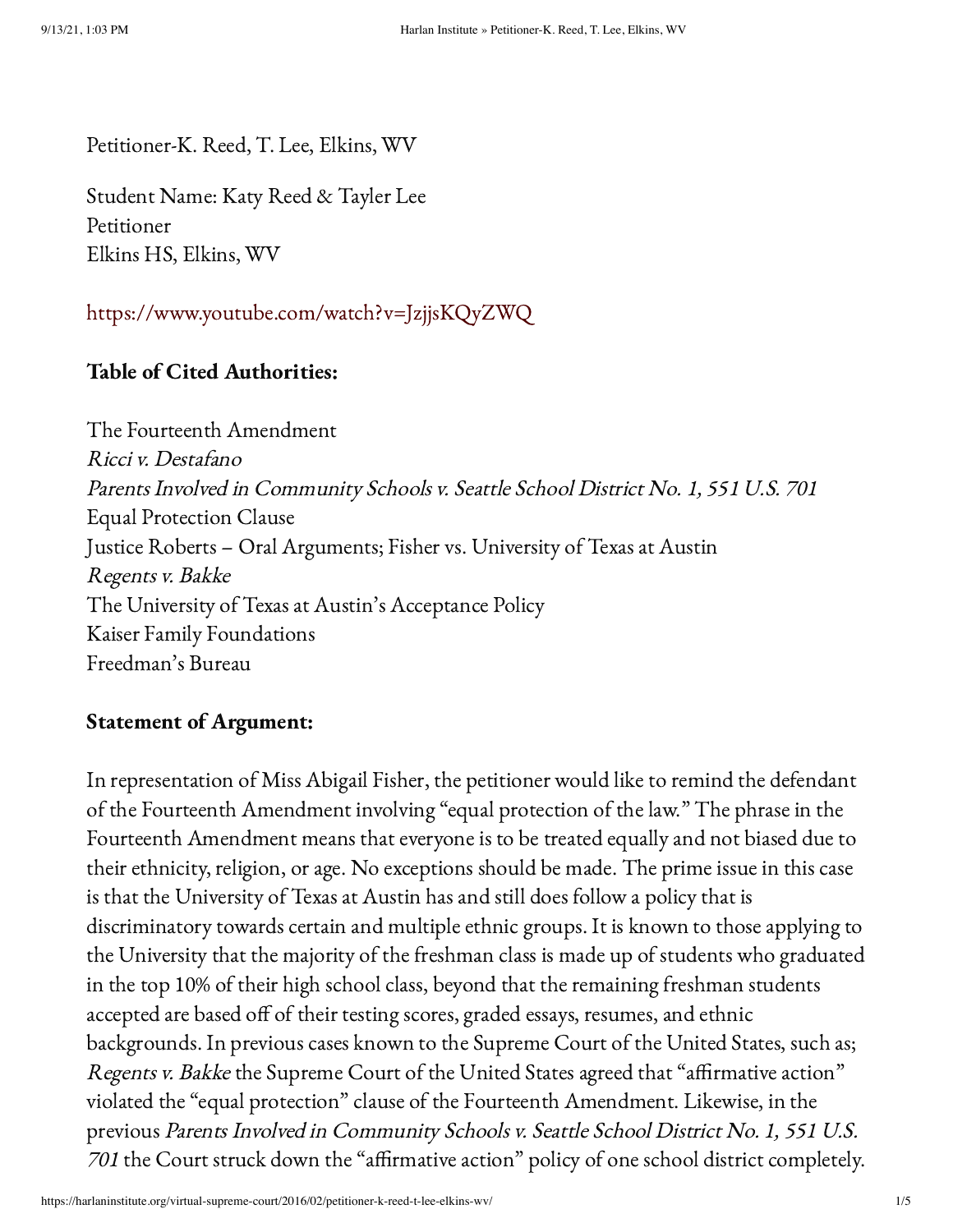Petitioner-K. Reed, T. Lee, Elkins, WV

Student Name: Katy Reed & Tayler Lee
Petitioner
Elkins HS, Elkins, WV

https://www.youtube.com/watch?v=JzjjsKQyZWQ

**Table of Cited Authorities:**

The Fourteenth Amendment
*Ricci v. Destafano*
*Parents Involved in Community Schools v. Seattle School District No. 1, 551 U.S. 701*
Equal Protection Clause
Justice Roberts – Oral Arguments; Fisher vs. University of Texas at Austin
*Regents v. Bakke*
The University of Texas at Austin's Acceptance Policy
Kaiser Family Foundations
Freedman's Bureau

**Statement of Argument:**

In representation of Miss Abigail Fisher, the petitioner would like to remind the defendant of the Fourteenth Amendment involving "equal protection of the law." The phrase in the Fourteenth Amendment means that everyone is to be treated equally and not biased due to their ethnicity, religion, or age. No exceptions should be made. The prime issue in this case is that the University of Texas at Austin has and still does follow a policy that is discriminatory towards certain and multiple ethnic groups. It is known to those applying to the University that the majority of the freshman class is made up of students who graduated in the top 10% of their high school class, beyond that the remaining freshman students accepted are based off of their testing scores, graded essays, resumes, and ethnic backgrounds. In previous cases known to the Supreme Court of the United States, such as; *Regents v. Bakke* the Supreme Court of the United States agreed that "affirmative action" violated the "equal protection" clause of the Fourteenth Amendment. Likewise, in the previous *Parents Involved in Community Schools v. Seattle School District No. 1, 551 U.S. 701* the Court struck down the "affirmative action" policy of one school district completely.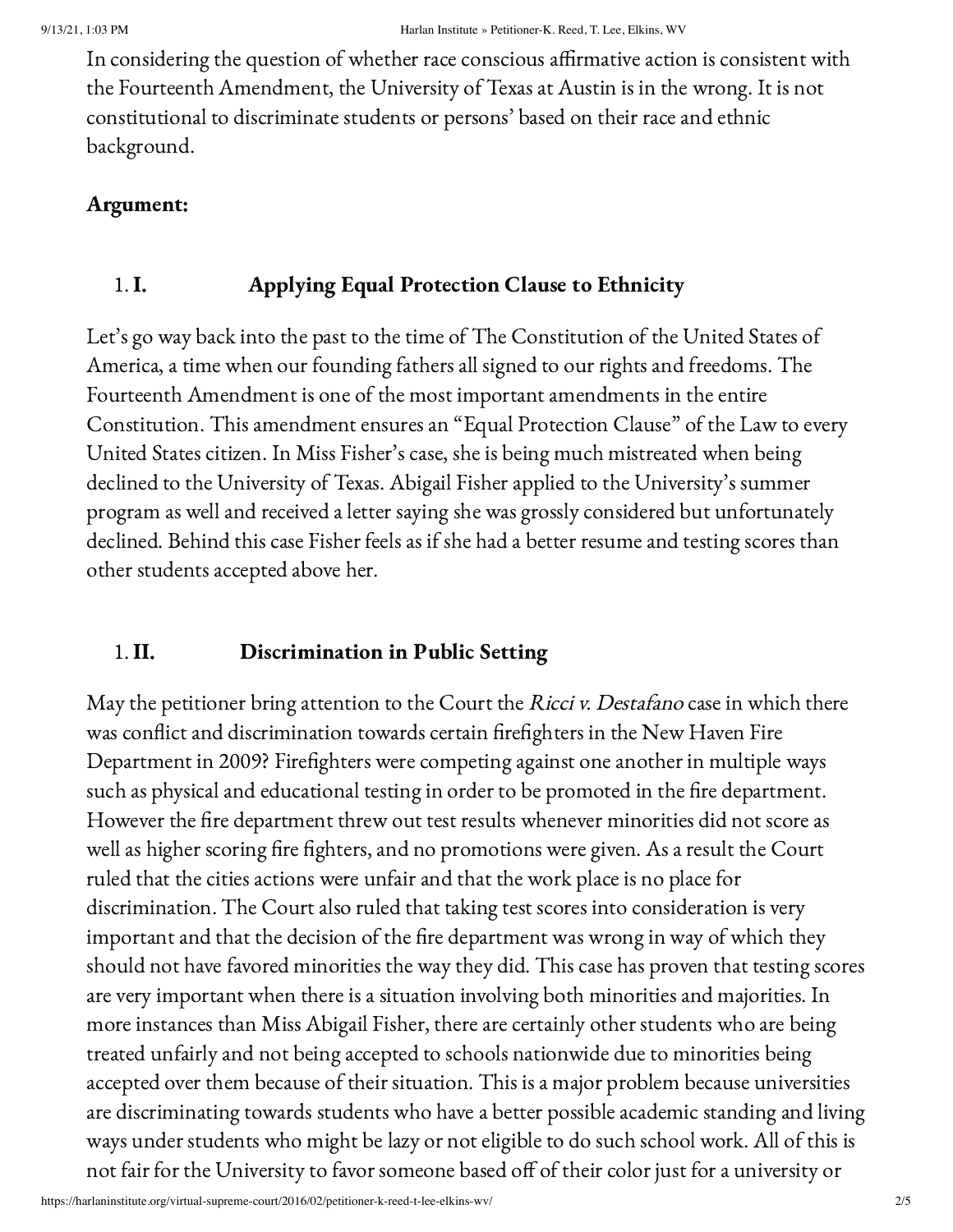In considering the question of whether race conscious affirmative action is consistent with the Fourteenth Amendment, the University of Texas at Austin is in the wrong. It is not constitutional to discriminate students or persons' based on their race and ethnic background.

**Argument:**

1. **I. Applying Equal Protection Clause to Ethnicity**

Let's go way back into the past to the time of The Constitution of the United States of America, a time when our founding fathers all signed to our rights and freedoms. The Fourteenth Amendment is one of the most important amendments in the entire Constitution. This amendment ensures an "Equal Protection Clause" of the Law to every United States citizen. In Miss Fisher's case, she is being much mistreated when being declined to the University of Texas. Abigail Fisher applied to the University's summer program as well and received a letter saying she was grossly considered but unfortunately declined. Behind this case Fisher feels as if she had a better resume and testing scores than other students accepted above her.

1. **II. Discrimination in Public Setting**

May the petitioner bring attention to the Court the *Ricci v. Destafano* case in which there was conflict and discrimination towards certain firefighters in the New Haven Fire Department in 2009? Firefighters were competing against one another in multiple ways such as physical and educational testing in order to be promoted in the fire department. However the fire department threw out test results whenever minorities did not score as well as higher scoring fire fighters, and no promotions were given. As a result the Court ruled that the cities actions were unfair and that the work place is no place for discrimination. The Court also ruled that taking test scores into consideration is very important and that the decision of the fire department was wrong in way of which they should not have favored minorities the way they did. This case has proven that testing scores are very important when there is a situation involving both minorities and majorities. In more instances than Miss Abigail Fisher, there are certainly other students who are being treated unfairly and not being accepted to schools nationwide due to minorities being accepted over them because of their situation. This is a major problem because universities are discriminating towards students who have a better possible academic standing and living ways under students who might be lazy or not eligible to do such school work. All of this is not fair for the University to favor someone based off of their color just for a university or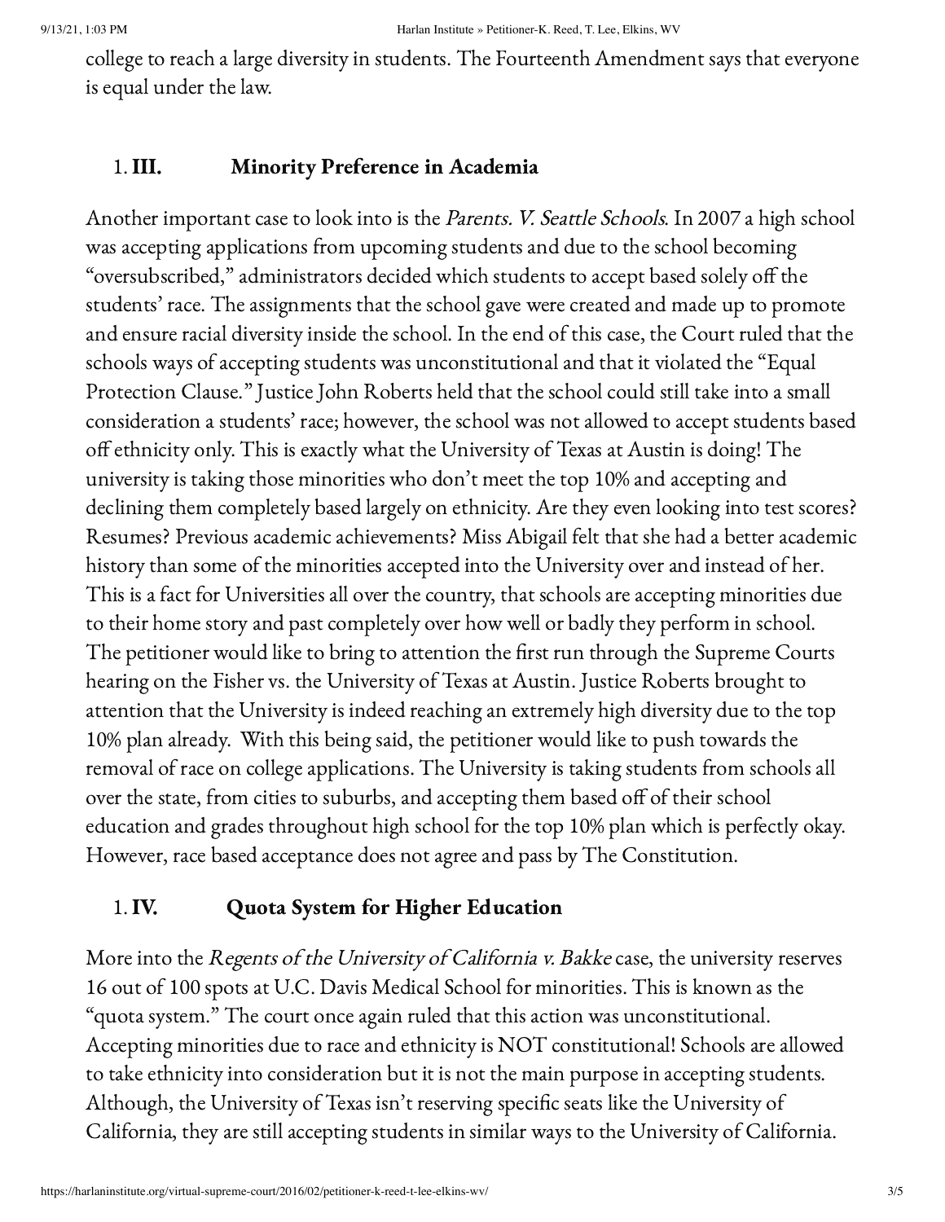college to reach a large diversity in students. The Fourteenth Amendment says that everyone is equal under the law.

## III. Minority Preference in Academia

Another important case to look into is the *Parents. V. Seattle Schools*. In 2007 a high school was accepting applications from upcoming students and due to the school becoming "oversubscribed," administrators decided which students to accept based solely off the students' race. The assignments that the school gave were created and made up to promote and ensure racial diversity inside the school. In the end of this case, the Court ruled that the schools ways of accepting students was unconstitutional and that it violated the "Equal Protection Clause." Justice John Roberts held that the school could still take into a small consideration a students' race; however, the school was not allowed to accept students based off ethnicity only. This is exactly what the University of Texas at Austin is doing! The university is taking those minorities who don't meet the top 10% and accepting and declining them completely based largely on ethnicity. Are they even looking into test scores? Resumes? Previous academic achievements? Miss Abigail felt that she had a better academic history than some of the minorities accepted into the University over and instead of her. This is a fact for Universities all over the country, that schools are accepting minorities due to their home story and past completely over how well or badly they perform in school. The petitioner would like to bring to attention the first run through the Supreme Courts hearing on the Fisher vs. the University of Texas at Austin. Justice Roberts brought to attention that the University is indeed reaching an extremely high diversity due to the top 10% plan already. With this being said, the petitioner would like to push towards the removal of race on college applications. The University is taking students from schools all over the state, from cities to suburbs, and accepting them based off of their school education and grades throughout high school for the top 10% plan which is perfectly okay. However, race based acceptance does not agree and pass by The Constitution.

## IV. Quota System for Higher Education

More into the *Regents of the University of California v. Bakke* case, the university reserves 16 out of 100 spots at U.C. Davis Medical School for minorities. This is known as the "quota system." The court once again ruled that this action was unconstitutional. Accepting minorities due to race and ethnicity is NOT constitutional! Schools are allowed to take ethnicity into consideration but it is not the main purpose in accepting students. Although, the University of Texas isn't reserving specific seats like the University of California, they are still accepting students in similar ways to the University of California.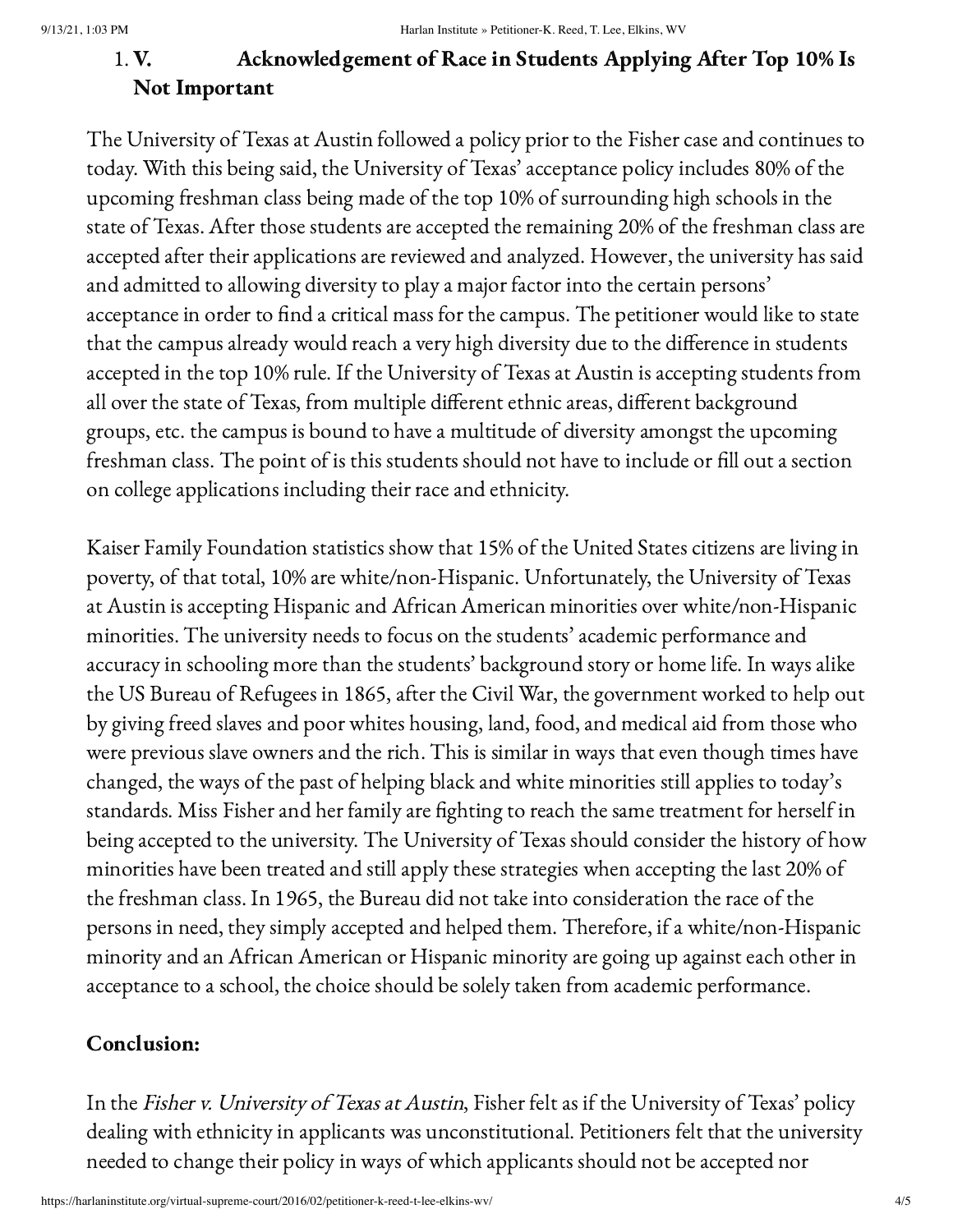1. **V. Acknowledgement of Race in Students Applying After Top 10% Is Not Important**

The University of Texas at Austin followed a policy prior to the Fisher case and continues to today. With this being said, the University of Texas' acceptance policy includes 80% of the upcoming freshman class being made of the top 10% of surrounding high schools in the state of Texas. After those students are accepted the remaining 20% of the freshman class are accepted after their applications are reviewed and analyzed. However, the university has said and admitted to allowing diversity to play a major factor into the certain persons' acceptance in order to find a critical mass for the campus. The petitioner would like to state that the campus already would reach a very high diversity due to the difference in students accepted in the top 10% rule. If the University of Texas at Austin is accepting students from all over the state of Texas, from multiple different ethnic areas, different background groups, etc. the campus is bound to have a multitude of diversity amongst the upcoming freshman class. The point of is this students should not have to include or fill out a section on college applications including their race and ethnicity.

Kaiser Family Foundation statistics show that 15% of the United States citizens are living in poverty, of that total, 10% are white/non-Hispanic. Unfortunately, the University of Texas at Austin is accepting Hispanic and African American minorities over white/non-Hispanic minorities. The university needs to focus on the students' academic performance and accuracy in schooling more than the students' background story or home life. In ways alike the US Bureau of Refugees in 1865, after the Civil War, the government worked to help out by giving freed slaves and poor whites housing, land, food, and medical aid from those who were previous slave owners and the rich. This is similar in ways that even though times have changed, the ways of the past of helping black and white minorities still applies to today's standards. Miss Fisher and her family are fighting to reach the same treatment for herself in being accepted to the university. The University of Texas should consider the history of how minorities have been treated and still apply these strategies when accepting the last 20% of the freshman class. In 1965, the Bureau did not take into consideration the race of the persons in need, they simply accepted and helped them. Therefore, if a white/non-Hispanic minority and an African American or Hispanic minority are going up against each other in acceptance to a school, the choice should be solely taken from academic performance.

**Conclusion:**

In the *Fisher v. University of Texas at Austin*, Fisher felt as if the University of Texas' policy dealing with ethnicity in applicants was unconstitutional. Petitioners felt that the university needed to change their policy in ways of which applicants should not be accepted nor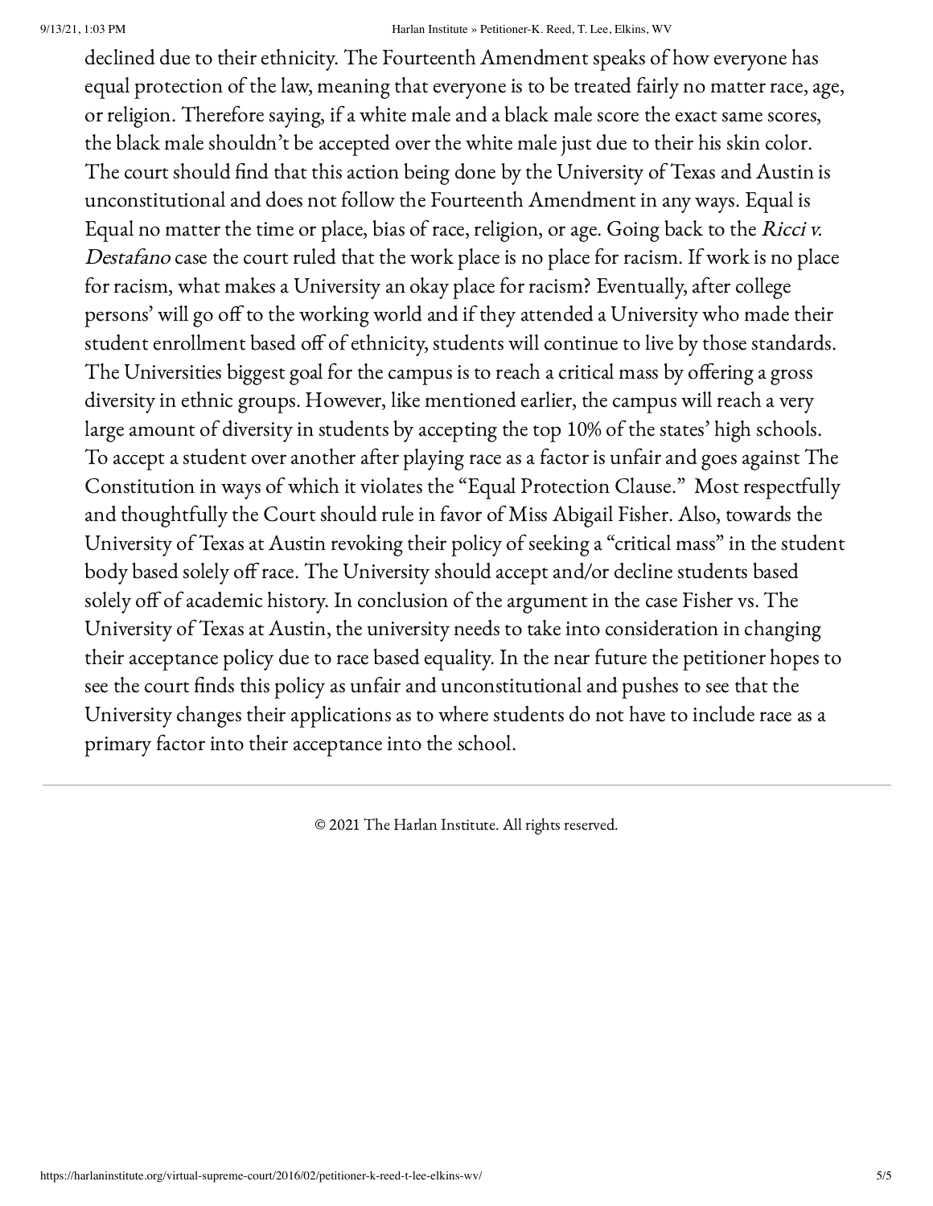declined due to their ethnicity. The Fourteenth Amendment speaks of how everyone has equal protection of the law, meaning that everyone is to be treated fairly no matter race, age, or religion. Therefore saying, if a white male and a black male score the exact same scores, the black male shouldn't be accepted over the white male just due to their his skin color. The court should find that this action being done by the University of Texas and Austin is unconstitutional and does not follow the Fourteenth Amendment in any ways. Equal is Equal no matter the time or place, bias of race, religion, or age. Going back to the *Ricci v. Destafano* case the court ruled that the work place is no place for racism. If work is no place for racism, what makes a University an okay place for racism? Eventually, after college persons' will go off to the working world and if they attended a University who made their student enrollment based off of ethnicity, students will continue to live by those standards. The Universities biggest goal for the campus is to reach a critical mass by offering a gross diversity in ethnic groups. However, like mentioned earlier, the campus will reach a very large amount of diversity in students by accepting the top 10% of the states' high schools. To accept a student over another after playing race as a factor is unfair and goes against The Constitution in ways of which it violates the "Equal Protection Clause." Most respectfully and thoughtfully the Court should rule in favor of Miss Abigail Fisher. Also, towards the University of Texas at Austin revoking their policy of seeking a "critical mass" in the student body based solely off race. The University should accept and/or decline students based solely off of academic history. In conclusion of the argument in the case Fisher vs. The University of Texas at Austin, the university needs to take into consideration in changing their acceptance policy due to race based equality. In the near future the petitioner hopes to see the court finds this policy as unfair and unconstitutional and pushes to see that the University changes their applications as to where students do not have to include race as a primary factor into their acceptance into the school.

---

© 2021 The Harlan Institute. All rights reserved.